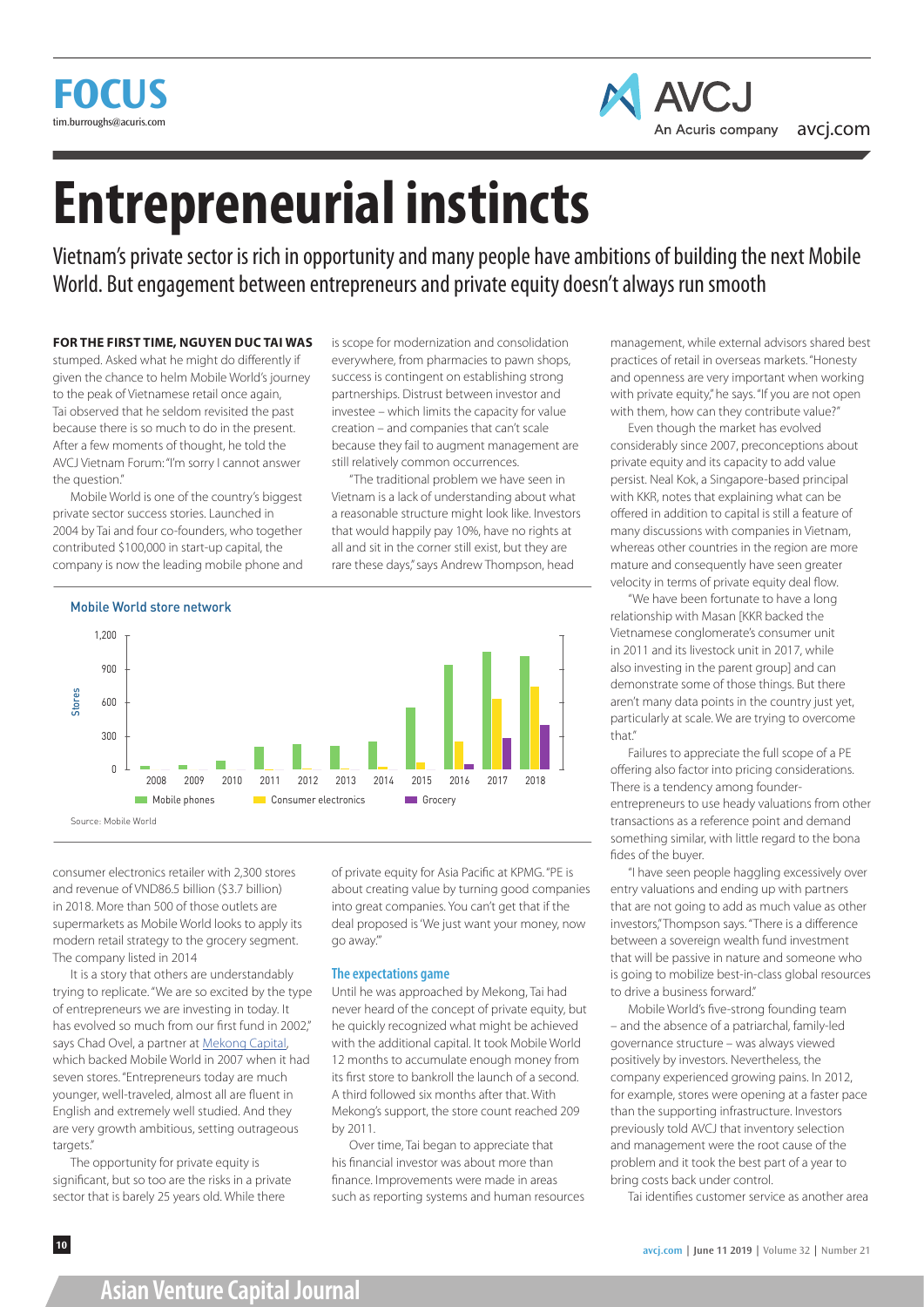# Entrepreneurial instincts

Vietnam's private sector is rich in opportunity and many people have ambitions of building the next Mobile World. But engagement between entrepreneurs and private equity doesn't always run smooth

**FOR THE FIRST TIME, NGUYEN DUC TAI WAS** stumped. Asked what he might do differently if given the chance to helm Mobile World's journey to the peak of Vietnamese retail once again, Tai observed that he seldom revisited the past because there is so much to do in the present. After a few moments of thought, he told the AVCJ Vietnam Forum: "I'm sorry I cannot answer the question."

Mobile World is one of the country's biggest private sector success stories. Launched in 2004 by Tai and four co-founders, who together contributed $100,000 in start-up capital, the company is now the leading mobile phone and consumer electronics retailer with 2,300 stores and revenue of VND86.5 billion ($3.7 billion) in 2018. More than 500 of those outlets are supermarkets as Mobile World looks to apply its modern retail strategy to the grocery segment. The company listed in 2014

It is a story that others are understandably trying to replicate. "We are so excited by the type of entrepreneurs we are investing in today. It has evolved so much from our first fund in 2002," says Chad Ovel, a partner at Mekong Capital, which backed Mobile World in 2007 when it had seven stores. "Entrepreneurs today are much younger, well-traveled, almost all are fluent in English and extremely well studied. And they are very growth ambitious, setting outrageous targets."

The opportunity for private equity is significant, but so too are the risks in a private sector that is barely 25 years old. While there is scope for modernization and consolidation everywhere, from pharmacies to pawn shops, success is contingent on establishing strong partnerships. Distrust between investor and investee – which limits the capacity for value creation – and companies that can't scale because they fail to augment management are still relatively common occurrences.

"The traditional problem we have seen in Vietnam is a lack of understanding about what a reasonable structure might look like. Investors that would happily pay 10%, have no rights at all and sit in the corner still exist, but they are rare these days," says Andrew Thompson, head of private equity for Asia Pacific at KPMG. "PE is about creating value by turning good companies into great companies. You can't get that if the deal proposed is 'We just want your money, now go away.'"

**Mobile World store network**

| Year | Mobile phones | Consumer electronics | Grocery |
|---|---|---|---|
| 2008 | ~30 | | |
| 2009 | ~40 | | |
| 2010 | ~80 | | |
| 2011 | ~210 | | |
| 2012 | ~230 | | |
| 2013 | ~220 | | |
| 2014 | ~250 | ~20 | |
| 2015 | ~560 | ~70 | |
| 2016 | ~940 | ~250 | ~40 |
| 2017 | ~1,060 | ~640 | ~280 |
| 2018 | ~1,020 | ~750 | ~400 |

Source: Mobile World

### The expectations game

Until he was approached by Mekong, Tai had never heard of the concept of private equity, but he quickly recognized what might be achieved with the additional capital. It took Mobile World 12 months to accumulate enough money from its first store to bankroll the launch of a second. A third followed six months after that. With Mekong's support, the store count reached 209 by 2011.

Over time, Tai began to appreciate that his financial investor was about more than finance. Improvements were made in areas such as reporting systems and human resources management, while external advisors shared best practices of retail in overseas markets. "Honesty and openness are very important when working with private equity," he says. "If you are not open with them, how can they contribute value?"

Even though the market has evolved considerably since 2007, preconceptions about private equity and its capacity to add value persist. Neal Kok, a Singapore-based principal with KKR, notes that explaining what can be offered in addition to capital is still a feature of many discussions with companies in Vietnam, whereas other countries in the region are more mature and consequently have seen greater velocity in terms of private equity deal flow.

"We have been fortunate to have a long relationship with Masan [KKR backed the Vietnamese conglomerate's consumer unit in 2011 and its livestock unit in 2017, while also investing in the parent group] and can demonstrate some of those things. But there aren't many data points in the country just yet, particularly at scale. We are trying to overcome that."

Failures to appreciate the full scope of a PE offering also factor into pricing considerations. There is a tendency among founder-entrepreneurs to use heady valuations from other transactions as a reference point and demand something similar, with little regard to the bona fides of the buyer.

"I have seen people haggling excessively over entry valuations and ending up with partners that are not going to add as much value as other investors," Thompson says. "There is a difference between a sovereign wealth fund investment that will be passive in nature and someone who is going to mobilize best-in-class global resources to drive a business forward."

Mobile World's five-strong founding team – and the absence of a patriarchal, family-led governance structure – was always viewed positively by investors. Nevertheless, the company experienced growing pains. In 2012, for example, stores were opening at a faster pace than the supporting infrastructure. Investors previously told AVCJ that inventory selection and management were the root cause of the problem and it took the best part of a year to bring costs back under control.

Tai identifies customer service as another area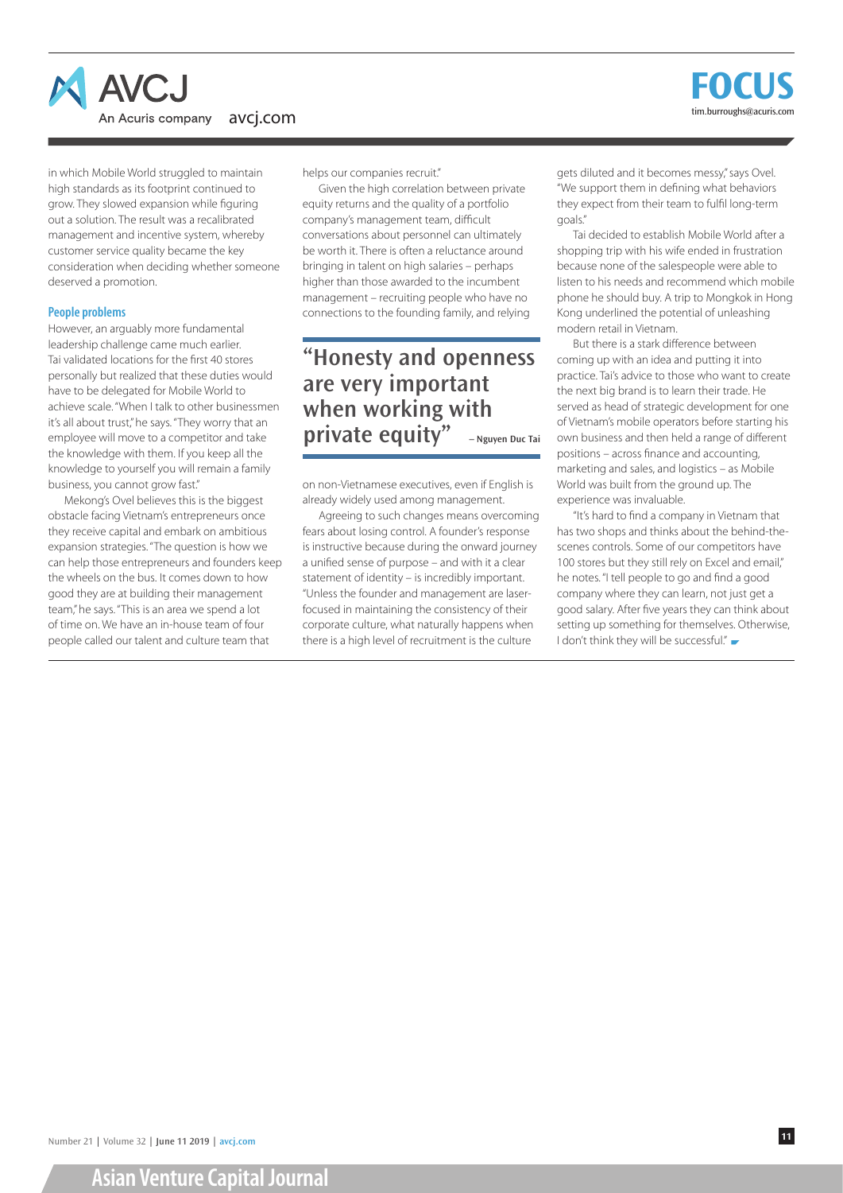in which Mobile World struggled to maintain high standards as its footprint continued to grow. They slowed expansion while figuring out a solution. The result was a recalibrated management and incentive system, whereby customer service quality became the key consideration when deciding whether someone deserved a promotion.

### People problems

However, an arguably more fundamental leadership challenge came much earlier. Tai validated locations for the first 40 stores personally but realized that these duties would have to be delegated for Mobile World to achieve scale. "When I talk to other businessmen it's all about trust," he says. "They worry that an employee will move to a competitor and take the knowledge with them. If you keep all the knowledge to yourself you will remain a family business, you cannot grow fast."

Mekong's Ovel believes this is the biggest obstacle facing Vietnam's entrepreneurs once they receive capital and embark on ambitious expansion strategies. "The question is how we can help those entrepreneurs and founders keep the wheels on the bus. It comes down to how good they are at building their management team," he says. "This is an area we spend a lot of time on. We have an in-house team of four people called our talent and culture team that helps our companies recruit."

Given the high correlation between private equity returns and the quality of a portfolio company's management team, difficult conversations about personnel can ultimately be worth it. There is often a reluctance around bringing in talent on high salaries – perhaps higher than those awarded to the incumbent management – recruiting people who have no connections to the founding family, and relying on non-Vietnamese executives, even if English is already widely used among management.

> **"Honesty and openness are very important when working with private equity"** – Nguyen Duc Tai

Agreeing to such changes means overcoming fears about losing control. A founder's response is instructive because during the onward journey a unified sense of purpose – and with it a clear statement of identity – is incredibly important. "Unless the founder and management are laser-focused in maintaining the consistency of their corporate culture, what naturally happens when there is a high level of recruitment is the culture gets diluted and it becomes messy," says Ovel. "We support them in defining what behaviors they expect from their team to fulfil long-term goals."

Tai decided to establish Mobile World after a shopping trip with his wife ended in frustration because none of the salespeople were able to listen to his needs and recommend which mobile phone he should buy. A trip to Mongkok in Hong Kong underlined the potential of unleashing modern retail in Vietnam.

But there is a stark difference between coming up with an idea and putting it into practice. Tai's advice to those who want to create the next big brand is to learn their trade. He served as head of strategic development for one of Vietnam's mobile operators before starting his own business and then held a range of different positions – across finance and accounting, marketing and sales, and logistics – as Mobile World was built from the ground up. The experience was invaluable.

"It's hard to find a company in Vietnam that has two shops and thinks about the behind-the-scenes controls. Some of our competitors have 100 stores but they still rely on Excel and email," he notes. "I tell people to go and find a good company where they can learn, not just get a good salary. After five years they can think about setting up something for themselves. Otherwise, I don't think they will be successful."